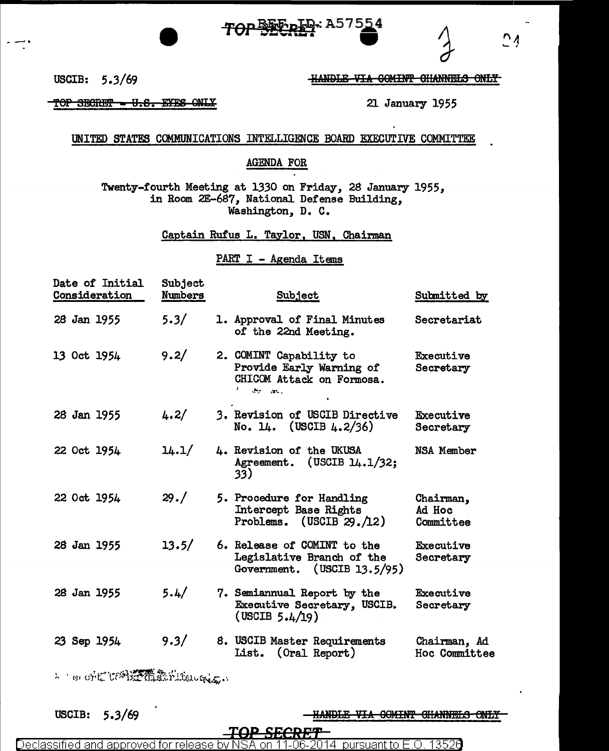TOP SECRET REF ID: A57554

USCIB: 5.3/69

~~HANDLE VIA COMINT CHANNELS ONLY~~

~~TOP SECRET - U.S. EYES ONLY~~

21 January 1955

UNITED STATES COMMUNICATIONS INTELLIGENCE BOARD EXECUTIVE COMMITTEE

AGENDA FOR

Twenty-fourth Meeting at 1330 on Friday, 28 January 1955, in Room 2E-687, National Defense Building, Washington, D. C.

Captain Rufus L. Taylor, USN, Chairman

PART I - Agenda Items

| Date of Initial Consideration | Subject Numbers | Subject | Submitted by |
|---|---|---|---|
| 28 Jan 1955 | 5.3/ | 1. Approval of Final Minutes of the 22nd Meeting. | Secretariat |
| 13 Oct 1954 | 9.2/ | 2. COMINT Capability to Provide Early Warning of CHICOM Attack on Formosa. | Executive Secretary |
| 28 Jan 1955 | 4.2/ | 3. Revision of USCIB Directive No. 14. (USCIB 4.2/36) | Executive Secretary |
| 22 Oct 1954 | 14.1/ | 4. Revision of the UKUSA Agreement. (USCIB 14.1/32; 33) | NSA Member |
| 22 Oct 1954 | 29./ | 5. Procedure for Handling Intercept Base Rights Problems. (USCIB 29./12) | Chairman, Ad Hoc Committee |
| 28 Jan 1955 | 13.5/ | 6. Release of COMINT to the Legislative Branch of the Government. (USCIB 13.5/95) | Executive Secretary |
| 28 Jan 1955 | 5.4/ | 7. Semiannual Report by the Executive Secretary, USCIB. (USCIB 5.4/19) | Executive Secretary |
| 23 Sep 1954 | 9.3/ | 8. USCIB Master Requirements List. (Oral Report) | Chairman, Ad Hoc Committee |

USCIB: 5.3/69

~~HANDLE VIA COMINT CHANNELS ONLY~~

TOP SECRET

Declassified and approved for release by NSA on 11-06-2014 pursuant to E.O. 13526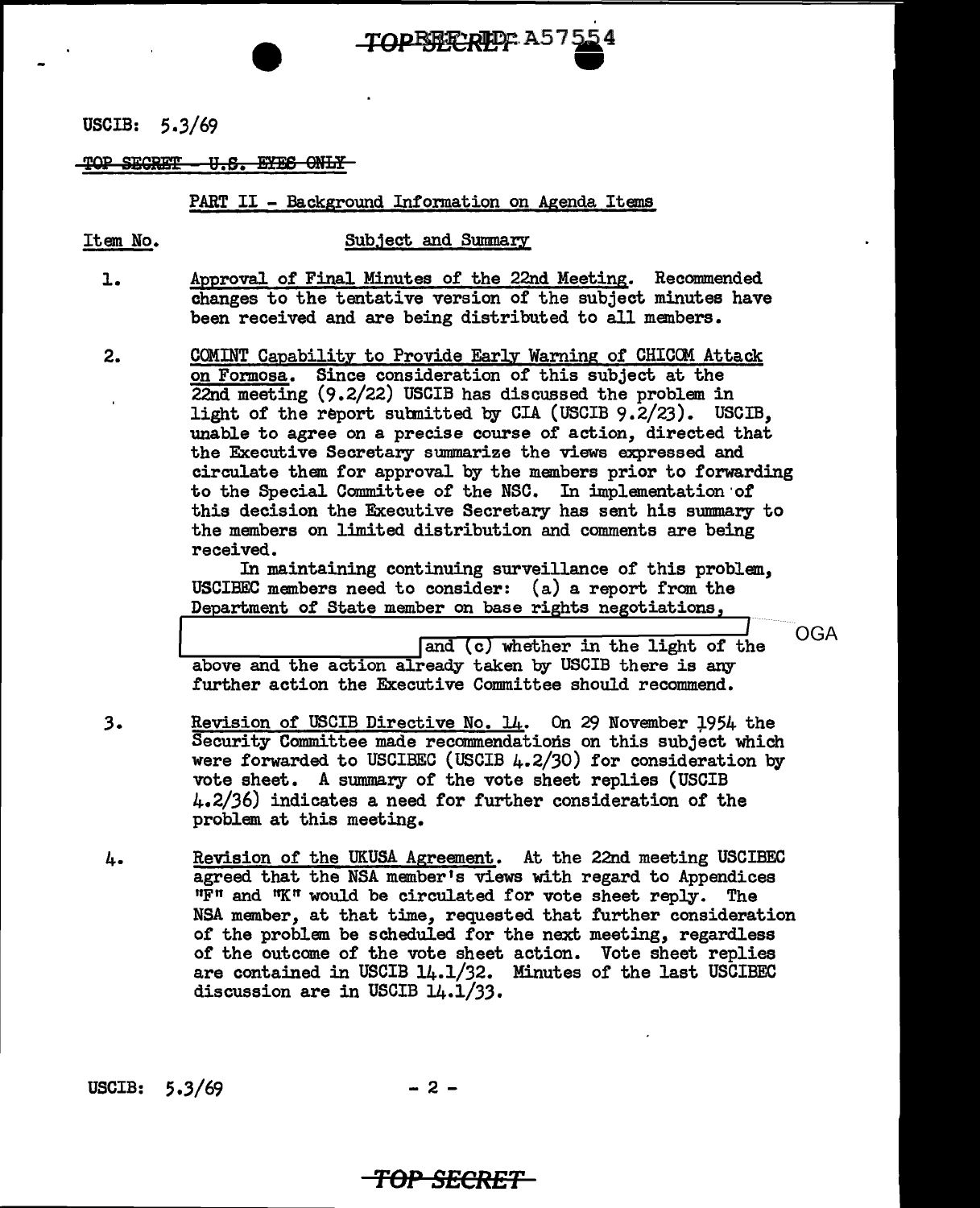USCIB: 5.3/69

~~TOP SECRET - U.S. EYES ONLY~~

PART II - Background Information on Agenda Items

| Item No. | Subject and Summary |
|---|---|
| 1. | Approval of Final Minutes of the 22nd Meeting. Recommended changes to the tentative version of the subject minutes have been received and are being distributed to all members. |
| 2. | COMINT Capability to Provide Early Warning of CHICOM Attack on Formosa. Since consideration of this subject at the 22nd meeting (9.2/22) USCIB has discussed the problem in light of the report submitted by CIA (USCIB 9.2/23). USCIB, unable to agree on a precise course of action, directed that the Executive Secretary summarize the views expressed and circulate them for approval by the members prior to forwarding to the Special Committee of the NSC. In implementation of this decision the Executive Secretary has sent his summary to the members on limited distribution and comments are being received.<br>In maintaining continuing surveillance of this problem, USCIBEC members need to consider: (a) a report from the Department of State member on base rights negotiations, [REDACTED] OGA and (c) whether in the light of the above and the action already taken by USCIB there is any further action the Executive Committee should recommend. |
| 3. | Revision of USCIB Directive No. 14. On 29 November 1954 the Security Committee made recommendations on this subject which were forwarded to USCIBEC (USCIB 4.2/30) for consideration by vote sheet. A summary of the vote sheet replies (USCIB 4.2/36) indicates a need for further consideration of the problem at this meeting. |
| 4. | Revision of the UKUSA Agreement. At the 22nd meeting USCIBEC agreed that the NSA member's views with regard to Appendices "F" and "K" would be circulated for vote sheet reply. The NSA member, at that time, requested that further consideration of the problem be scheduled for the next meeting, regardless of the outcome of the vote sheet action. Vote sheet replies are contained in USCIB 14.1/32. Minutes of the last USCIBEC discussion are in USCIB 14.1/33. |

USCIB: 5.3/69

~~TOP SECRET~~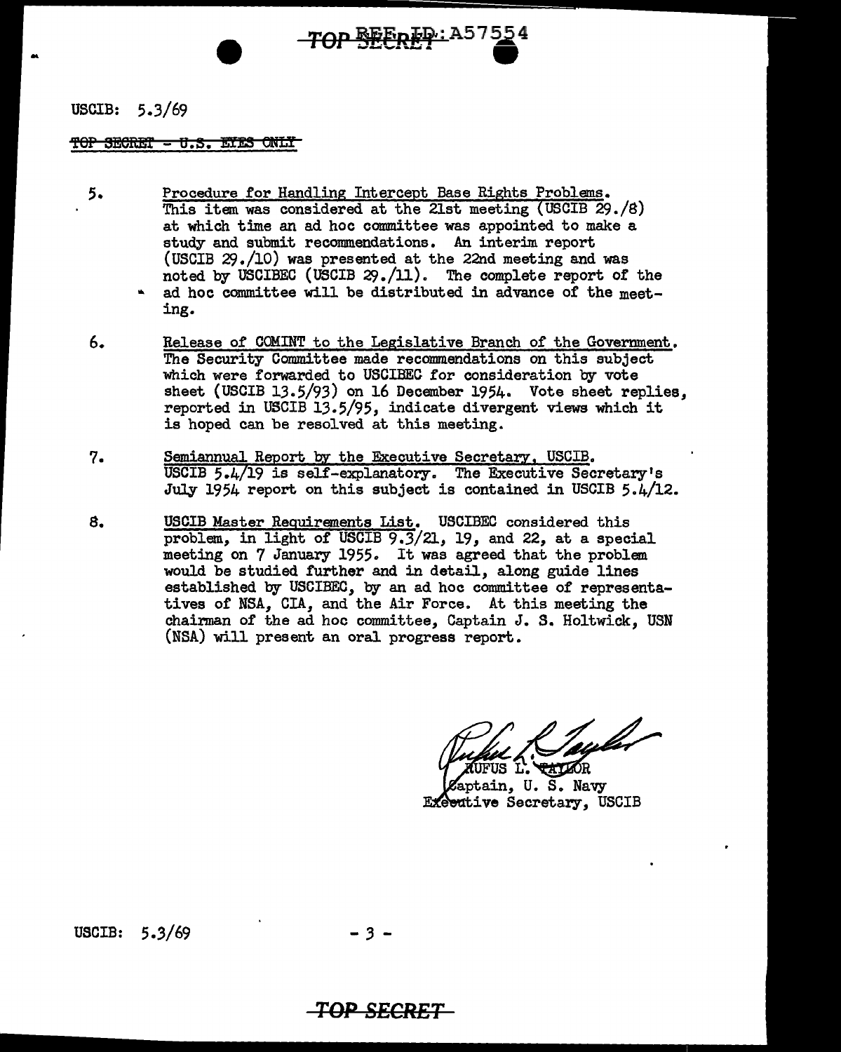USCIB: 5.3/69

~~TOP SECRET - U.S. EYES ONLY~~

5. Procedure for Handling Intercept Base Rights Problems. This item was considered at the 21st meeting (USCIB 29./8) at which time an ad hoc committee was appointed to make a study and submit recommendations. An interim report (USCIB 29./10) was presented at the 22nd meeting and was noted by USCIBEC (USCIB 29./11). The complete report of the ad hoc committee will be distributed in advance of the meeting.

6. Release of COMINT to the Legislative Branch of the Government. The Security Committee made recommendations on this subject which were forwarded to USCIBEC for consideration by vote sheet (USCIB 13.5/93) on 16 December 1954. Vote sheet replies, reported in USCIB 13.5/95, indicate divergent views which it is hoped can be resolved at this meeting.

7. Semiannual Report by the Executive Secretary, USCIB. USCIB 5.4/19 is self-explanatory. The Executive Secretary's July 1954 report on this subject is contained in USCIB 5.4/12.

8. USCIB Master Requirements List. USCIBEC considered this problem, in light of USCIB 9.3/21, 19, and 22, at a special meeting on 7 January 1955. It was agreed that the problem would be studied further and in detail, along guide lines established by USCIBEC, by an ad hoc committee of representatives of NSA, CIA, and the Air Force. At this meeting the chairman of the ad hoc committee, Captain J. S. Holtwick, USN (NSA) will present an oral progress report.

RUFUS L. TAYLOR
Captain, U. S. Navy
Executive Secretary, USCIB

USCIB: 5.3/69